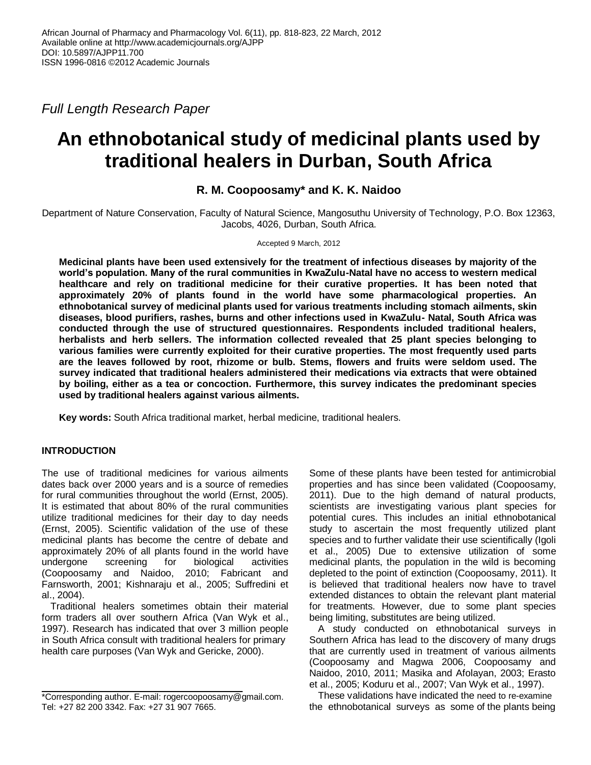Full Length Research Paper

# An ethnobotanical study of medicinal plants used by traditional healers in Durban, South Africa

**R. M. Coopoosamy\* and K. K. Naidoo**

Department of Nature Conservation, Faculty of Natural Science, Mangosuthu University of Technology, P.O. Box 12363, Jacobs, 4026, Durban, South Africa.

Accepted 9 March, 2012

**Medicinal plants have been used extensively for the treatment of infectious diseases by majority of the world's population. Many of the rural communities in KwaZulu-Natal have no access to western medical healthcare and rely on traditional medicine for their curative properties. It has been noted that approximately 20% of plants found in the world have some pharmacological properties. An ethnobotanical survey of medicinal plants used for various treatments including stomach ailments, skin diseases, blood purifiers, rashes, burns and other infections used in KwaZulu- Natal, South Africa was conducted through the use of structured questionnaires. Respondents included traditional healers, herbalists and herb sellers. The information collected revealed that 25 plant species belonging to various families were currently exploited for their curative properties. The most frequently used parts are the leaves followed by root, rhizome or bulb. Stems, flowers and fruits were seldom used. The survey indicated that traditional healers administered their medications via extracts that were obtained by boiling, either as a tea or concoction. Furthermore, this survey indicates the predominant species used by traditional healers against various ailments.**

**Key words:** South Africa traditional market, herbal medicine, traditional healers.

## INTRODUCTION

The use of traditional medicines for various ailments dates back over 2000 years and is a source of remedies for rural communities throughout the world (Ernst, 2005). It is estimated that about 80% of the rural communities utilize traditional medicines for their day to day needs (Ernst, 2005). Scientific validation of the use of these medicinal plants has become the centre of debate and approximately 20% of all plants found in the world have undergone screening for biological activities (Coopoosamy and Naidoo, 2010; Fabricant and Farnsworth, 2001; Kishnaraju et al., 2005; Suffredini et al., 2004).

Traditional healers sometimes obtain their material form traders all over southern Africa (Van Wyk et al., 1997). Research has indicated that over 3 million people in South Africa consult with traditional healers for primary health care purposes (Van Wyk and Gericke, 2000).

Some of these plants have been tested for antimicrobial properties and has since been validated (Coopoosamy, 2011). Due to the high demand of natural products, scientists are investigating various plant species for potential cures. This includes an initial ethnobotanical study to ascertain the most frequently utilized plant species and to further validate their use scientifically (Igoli et al., 2005) Due to extensive utilization of some medicinal plants, the population in the wild is becoming depleted to the point of extinction (Coopoosamy, 2011). It is believed that traditional healers now have to travel extended distances to obtain the relevant plant material for treatments. However, due to some plant species being limiting, substitutes are being utilized.

A study conducted on ethnobotanical surveys in Southern Africa has lead to the discovery of many drugs that are currently used in treatment of various ailments (Coopoosamy and Magwa 2006, Coopoosamy and Naidoo, 2010, 2011; Masika and Afolayan, 2003; Erasto et al., 2005; Koduru et al., 2007; Van Wyk et al., 1997).

These validations have indicated the need to re-examine the ethnobotanical surveys as some of the plants being

\*Corresponding author. E-mail: rogercoopoosamy@gmail.com. Tel: +27 82 200 3342. Fax: +27 31 907 7665.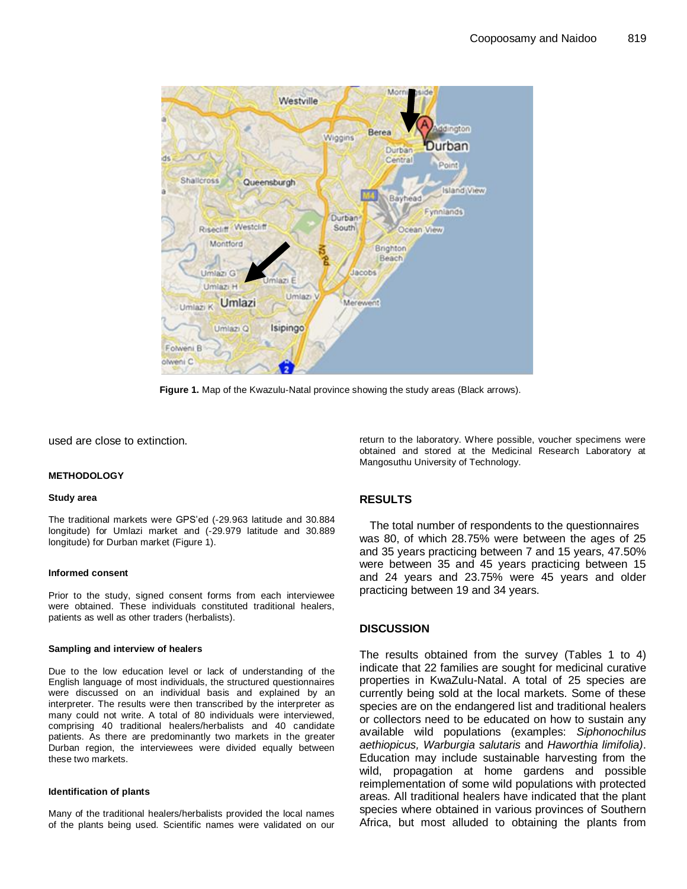Figure 1. Map of the Kwazulu-Natal province showing the study areas (Black arrows).

used are close to extinction.

## METHODOLOGY

### Study area

The traditional markets were GPS'ed (-29.963 latitude and 30.884 longitude) for Umlazi market and (-29.979 latitude and 30.889 longitude) for Durban market (Figure 1).

### Informed consent

Prior to the study, signed consent forms from each interviewee were obtained. These individuals constituted traditional healers, patients as well as other traders (herbalists).

### Sampling and interview of healers

Due to the low education level or lack of understanding of the English language of most individuals, the structured questionnaires were discussed on an individual basis and explained by an interpreter. The results were then transcribed by the interpreter as many could not write. A total of 80 individuals were interviewed, comprising 40 traditional healers/herbalists and 40 candidate patients. As there are predominantly two markets in the greater Durban region, the interviewees were divided equally between these two markets.

### Identification of plants

Many of the traditional healers/herbalists provided the local names of the plants being used. Scientific names were validated on our return to the laboratory. Where possible, voucher specimens were obtained and stored at the Medicinal Research Laboratory at Mangosuthu University of Technology.

## RESULTS

The total number of respondents to the questionnaires was 80, of which 28.75% were between the ages of 25 and 35 years practicing between 7 and 15 years, 47.50% were between 35 and 45 years practicing between 15 and 24 years and 23.75% were 45 years and older practicing between 19 and 34 years.

## DISCUSSION

The results obtained from the survey (Tables 1 to 4) indicate that 22 families are sought for medicinal curative properties in KwaZulu-Natal. A total of 25 species are currently being sold at the local markets. Some of these species are on the endangered list and traditional healers or collectors need to be educated on how to sustain any available wild populations (examples: *Siphonochilus aethiopicus, Warburgia salutaris* and *Haworthia limifolia)*. Education may include sustainable harvesting from the wild, propagation at home gardens and possible reimplementation of some wild populations with protected areas. All traditional healers have indicated that the plant species where obtained in various provinces of Southern Africa, but most alluded to obtaining the plants from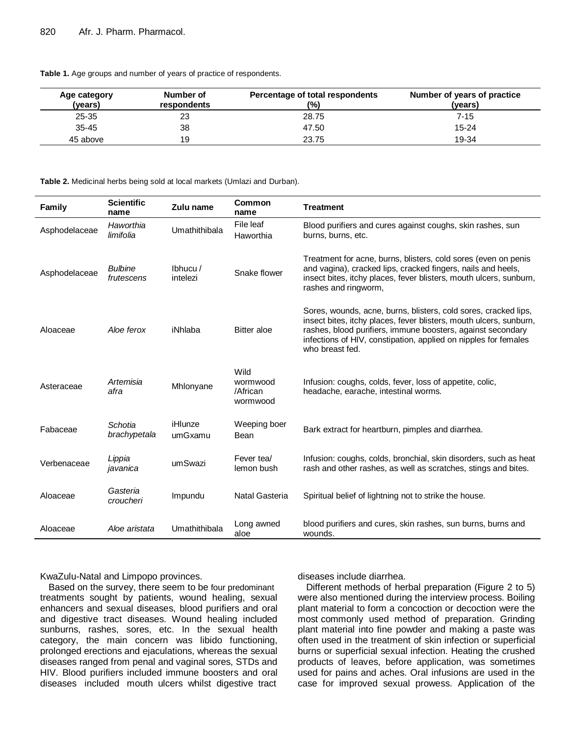**Table 1.** Age groups and number of years of practice of respondents.

| Age category (years) | Number of respondents | Percentage of total respondents (%) | Number of years of practice (years) |
|---|---|---|---|
| 25-35 | 23 | 28.75 | 7-15 |
| 35-45 | 38 | 47.50 | 15-24 |
| 45 above | 19 | 23.75 | 19-34 |

**Table 2.** Medicinal herbs being sold at local markets (Umlazi and Durban).

| Family | Scientific name | Zulu name | Common name | Treatment |
|---|---|---|---|---|
| Asphodelaceae | *Haworthia limifolia* | Umathithibala | File leaf Haworthia | Blood purifiers and cures against coughs, skin rashes, sun burns, burns, etc. |
| Asphodelaceae | *Bulbine frutescens* | Ibhucu / intelezi | Snake flower | Treatment for acne, burns, blisters, cold sores (even on penis and vagina), cracked lips, cracked fingers, nails and heels, insect bites, itchy places, fever blisters, mouth ulcers, sunburn, rashes and ringworm, |
| Aloaceae | *Aloe ferox* | iNhlaba | Bitter aloe | Sores, wounds, acne, burns, blisters, cold sores, cracked lips, insect bites, itchy places, fever blisters, mouth ulcers, sunburn, rashes, blood purifiers, immune boosters, against secondary infections of HIV, constipation, applied on nipples for females who breast fed. |
| Asteraceae | *Artemisia afra* | Mhlonyane | Wild wormwood /African wormwood | Infusion: coughs, colds, fever, loss of appetite, colic, headache, earache, intestinal worms. |
| Fabaceae | *Schotia brachypetala* | iHlunze umGxamu | Weeping boer Bean | Bark extract for heartburn, pimples and diarrhea. |
| Verbenaceae | *Lippia javanica* | umSwazi | Fever tea/ lemon bush | Infusion: coughs, colds, bronchial, skin disorders, such as heat rash and other rashes, as well as scratches, stings and bites. |
| Aloaceae | *Gasteria croucheri* | Impundu | Natal Gasteria | Spiritual belief of lightning not to strike the house. |
| Aloaceae | *Aloe aristata* | Umathithibala | Long awned aloe | blood purifiers and cures, skin rashes, sun burns, burns and wounds. |

KwaZulu-Natal and Limpopo provinces.

Based on the survey, there seem to be four predominant treatments sought by patients, wound healing, sexual enhancers and sexual diseases, blood purifiers and oral and digestive tract diseases. Wound healing included sunburns, rashes, sores, etc. In the sexual health category, the main concern was libido functioning, prolonged erections and ejaculations, whereas the sexual diseases ranged from penal and vaginal sores, STDs and HIV. Blood purifiers included immune boosters and oral diseases included mouth ulcers whilst digestive tract diseases include diarrhea.

Different methods of herbal preparation (Figure 2 to 5) were also mentioned during the interview process. Boiling plant material to form a concoction or decoction were the most commonly used method of preparation. Grinding plant material into fine powder and making a paste was often used in the treatment of skin infection or superficial burns or superficial sexual infection. Heating the crushed products of leaves, before application, was sometimes used for pains and aches. Oral infusions are used in the case for improved sexual prowess. Application of the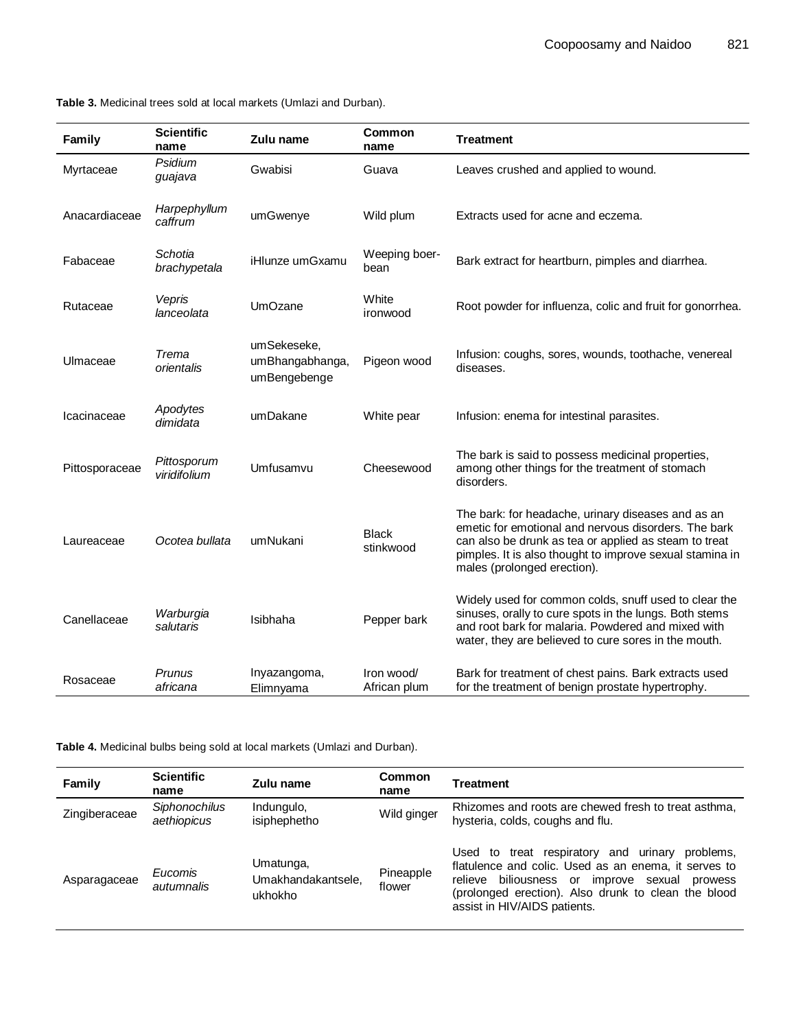**Table 3.** Medicinal trees sold at local markets (Umlazi and Durban).

| Family | Scientific name | Zulu name | Common name | Treatment |
|---|---|---|---|---|
| Myrtaceae | *Psidium guajava* | Gwabisi | Guava | Leaves crushed and applied to wound. |
| Anacardiaceae | *Harpephyllum caffrum* | umGwenye | Wild plum | Extracts used for acne and eczema. |
| Fabaceae | *Schotia brachypetala* | iHlunze umGxamu | Weeping boer-bean | Bark extract for heartburn, pimples and diarrhea. |
| Rutaceae | *Vepris lanceolata* | UmOzane | White ironwood | Root powder for influenza, colic and fruit for gonorrhea. |
| Ulmaceae | *Trema orientalis* | umSekeseke, umBhangabhanga, umBengebenge | Pigeon wood | Infusion: coughs, sores, wounds, toothache, venereal diseases. |
| Icacinaceae | *Apodytes dimidata* | umDakane | White pear | Infusion: enema for intestinal parasites. |
| Pittosporaceae | *Pittosporum viridifolium* | Umfusamvu | Cheesewood | The bark is said to possess medicinal properties, among other things for the treatment of stomach disorders. |
| Laureaceae | *Ocotea bullata* | umNukani | Black stinkwood | The bark: for headache, urinary diseases and as an emetic for emotional and nervous disorders. The bark can also be drunk as tea or applied as steam to treat pimples. It is also thought to improve sexual stamina in males (prolonged erection). |
| Canellaceae | *Warburgia salutaris* | Isibhaha | Pepper bark | Widely used for common colds, snuff used to clear the sinuses, orally to cure spots in the lungs. Both stems and root bark for malaria. Powdered and mixed with water, they are believed to cure sores in the mouth. |
| Rosaceae | *Prunus africana* | Inyazangoma, Elimnyama | Iron wood/ African plum | Bark for treatment of chest pains. Bark extracts used for the treatment of benign prostate hypertrophy. |

**Table 4.** Medicinal bulbs being sold at local markets (Umlazi and Durban).

| Family | Scientific name | Zulu name | Common name | Treatment |
|---|---|---|---|---|
| Zingiberaceae | *Siphonochilus aethiopicus* | Indungulo, isiphephetho | Wild ginger | Rhizomes and roots are chewed fresh to treat asthma, hysteria, colds, coughs and flu. |
| Asparagaceae | *Eucomis autumnalis* | Umatunga, Umakhandakantsele, ukhokho | Pineapple flower | Used to treat respiratory and urinary problems, flatulence and colic. Used as an enema, it serves to relieve biliousness or improve sexual prowess (prolonged erection). Also drunk to clean the blood assist in HIV/AIDS patients. |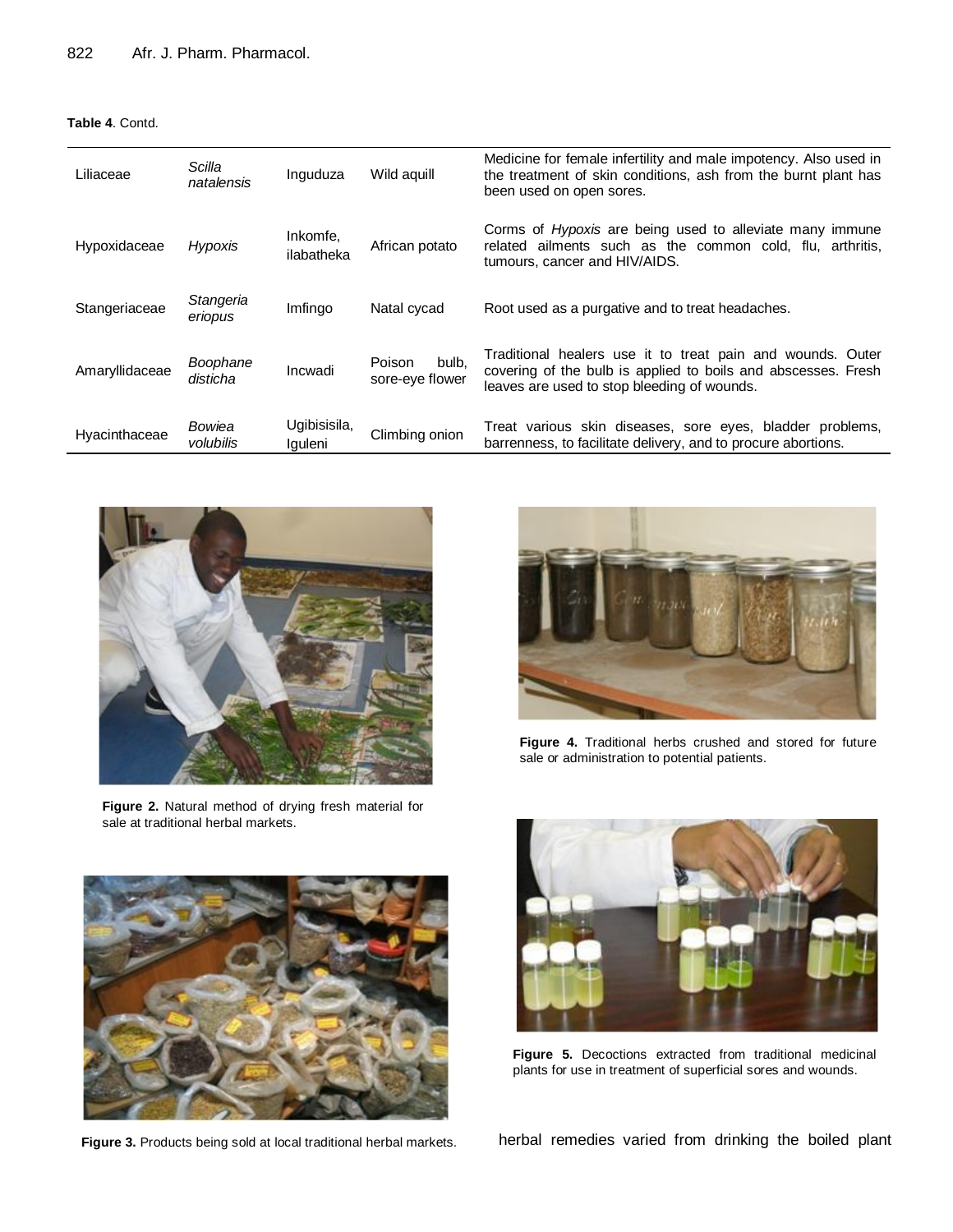**Table 4**. Contd.

| | | | | |
|---|---|---|---|---|
| Liliaceae | *Scilla natalensis* | Inguduza | Wild aquill | Medicine for female infertility and male impotency. Also used in the treatment of skin conditions, ash from the burnt plant has been used on open sores. |
| Hypoxidaceae | *Hypoxis* | Inkomfe, ilabatheka | African potato | Corms of *Hypoxis* are being used to alleviate many immune related ailments such as the common cold, flu, arthritis, tumours, cancer and HIV/AIDS. |
| Stangeriaceae | *Stangeria eriopus* | Imfingo | Natal cycad | Root used as a purgative and to treat headaches. |
| Amaryllidaceae | *Boophane disticha* | Incwadi | Poison bulb, sore-eye flower | Traditional healers use it to treat pain and wounds. Outer covering of the bulb is applied to boils and abscesses. Fresh leaves are used to stop bleeding of wounds. |
| Hyacinthaceae | *Bowiea volubilis* | Ugibisisila, Iguleni | Climbing onion | Treat various skin diseases, sore eyes, bladder problems, barrenness, to facilitate delivery, and to procure abortions. |

**Figure 2.** Natural method of drying fresh material for sale at traditional herbal markets.

**Figure 3.** Products being sold at local traditional herbal markets.

**Figure 4.** Traditional herbs crushed and stored for future sale or administration to potential patients.

**Figure 5.** Decoctions extracted from traditional medicinal plants for use in treatment of superficial sores and wounds.

herbal remedies varied from drinking the boiled plant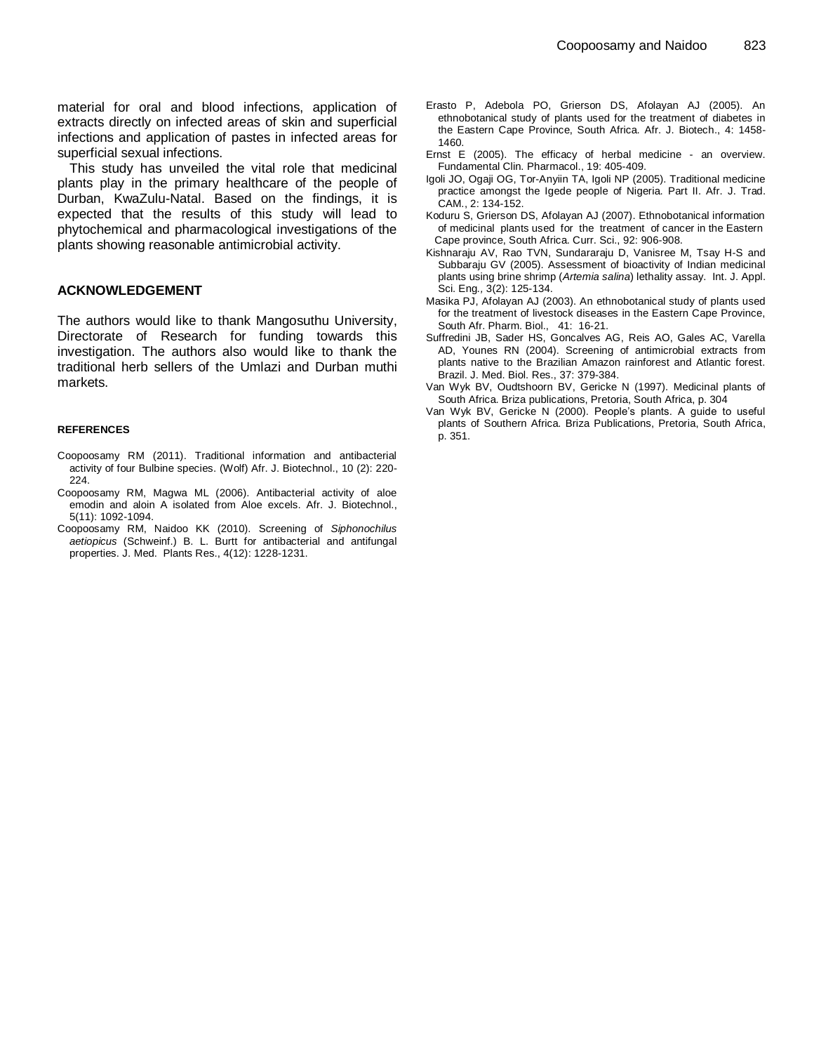material for oral and blood infections, application of extracts directly on infected areas of skin and superficial infections and application of pastes in infected areas for superficial sexual infections.

This study has unveiled the vital role that medicinal plants play in the primary healthcare of the people of Durban, KwaZulu-Natal. Based on the findings, it is expected that the results of this study will lead to phytochemical and pharmacological investigations of the plants showing reasonable antimicrobial activity.

## ACKNOWLEDGEMENT

The authors would like to thank Mangosuthu University, Directorate of Research for funding towards this investigation. The authors also would like to thank the traditional herb sellers of the Umlazi and Durban muthi markets.

## REFERENCES

Coopoosamy RM (2011). Traditional information and antibacterial activity of four Bulbine species. (Wolf) Afr. J. Biotechnol., 10 (2): 220-224.

Coopoosamy RM, Magwa ML (2006). Antibacterial activity of aloe emodin and aloin A isolated from Aloe excels. Afr. J. Biotechnol., 5(11): 1092-1094.

Coopoosamy RM, Naidoo KK (2010). Screening of *Siphonochilus aetiopicus* (Schweinf.) B. L. Burtt for antibacterial and antifungal properties. J. Med. Plants Res., 4(12): 1228-1231.

Erasto P, Adebola PO, Grierson DS, Afolayan AJ (2005). An ethnobotanical study of plants used for the treatment of diabetes in the Eastern Cape Province, South Africa. Afr. J. Biotech., 4: 1458-1460.

Ernst E (2005). The efficacy of herbal medicine - an overview. Fundamental Clin. Pharmacol., 19: 405-409.

Igoli JO, Ogaji OG, Tor-Anyiin TA, Igoli NP (2005). Traditional medicine practice amongst the Igede people of Nigeria. Part II. Afr. J. Trad. CAM., 2: 134-152.

Koduru S, Grierson DS, Afolayan AJ (2007). Ethnobotanical information of medicinal plants used for the treatment of cancer in the Eastern Cape province, South Africa. Curr. Sci., 92: 906-908.

Kishnaraju AV, Rao TVN, Sundararaju D, Vanisree M, Tsay H-S and Subbaraju GV (2005). Assessment of bioactivity of Indian medicinal plants using brine shrimp (*Artemia salina*) lethality assay. Int. J. Appl. Sci. Eng., 3(2): 125-134.

Masika PJ, Afolayan AJ (2003). An ethnobotanical study of plants used for the treatment of livestock diseases in the Eastern Cape Province, South Afr. Pharm. Biol., 41: 16-21.

Suffredini JB, Sader HS, Goncalves AG, Reis AO, Gales AC, Varella AD, Younes RN (2004). Screening of antimicrobial extracts from plants native to the Brazilian Amazon rainforest and Atlantic forest. Brazil. J. Med. Biol. Res., 37: 379-384.

Van Wyk BV, Oudtshoorn BV, Gericke N (1997). Medicinal plants of South Africa. Briza publications, Pretoria, South Africa, p. 304

Van Wyk BV, Gericke N (2000). People's plants. A guide to useful plants of Southern Africa. Briza Publications, Pretoria, South Africa, p. 351.